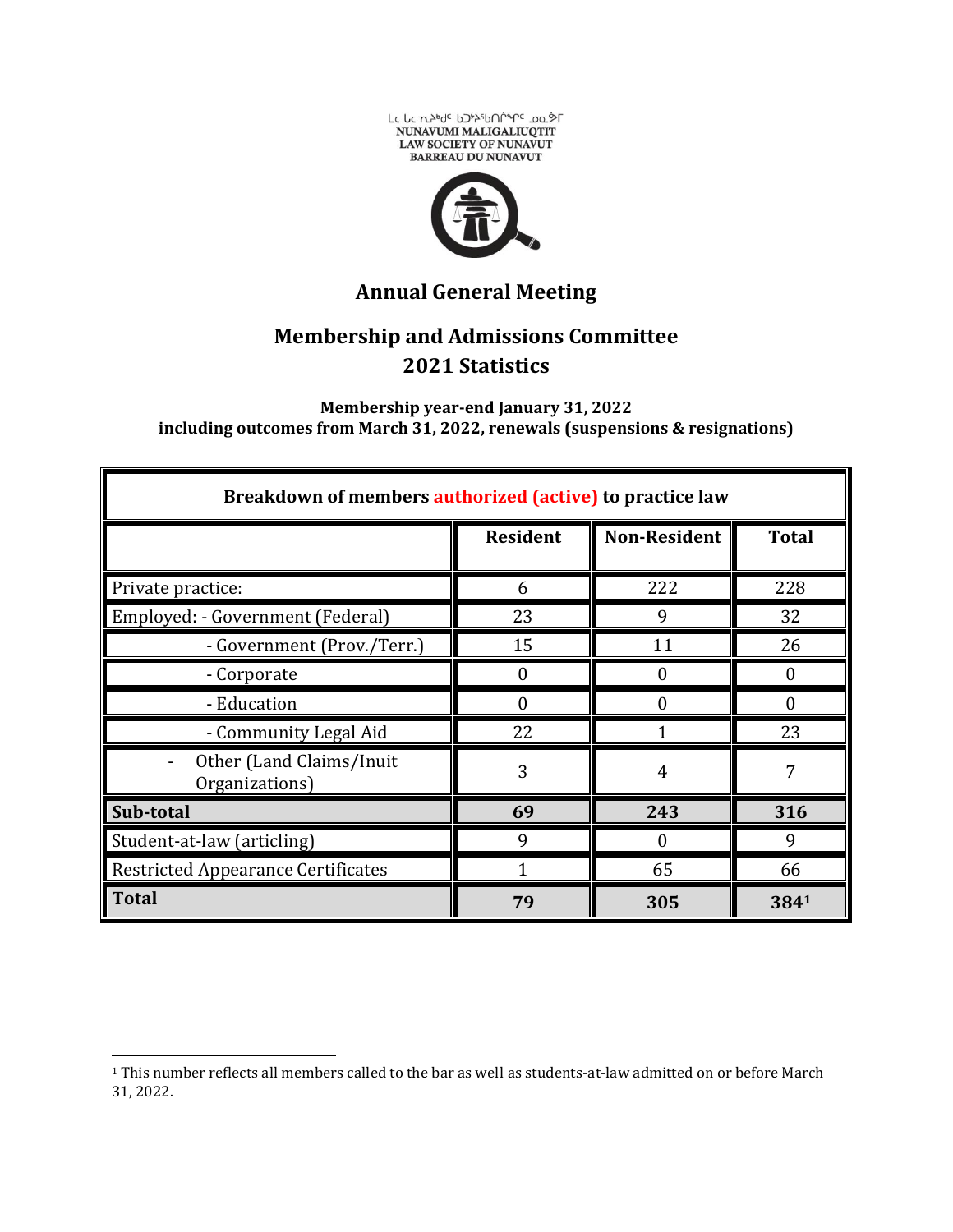ᓇᓄᕙᒥ ᒪᓕᒐᓕᐅᖅᑎᑦ ᑲᑐᔾᔨᖃᑎᒌᖏᑦ

NUNAVUMI MALIGALIUQTIT

LAW SOCIETY OF NUNAVUT

BARREAU DU NUNAVUT

# Annual General Meeting

## Membership and Admissions Committee 2021 Statistics

**Membership year-end January 31, 2022**
**including outcomes from March 31, 2022, renewals (suspensions & resignations)**

| Breakdown of members authorized (active) to practice law | | | |
|---|---|---|---|
| | **Resident** | **Non-Resident** | **Total** |
| Private practice: | 6 | 222 | 228 |
| Employed: - Government (Federal) | 23 | 9 | 32 |
| - Government (Prov./Terr.) | 15 | 11 | 26 |
| - Corporate | 0 | 0 | 0 |
| - Education | 0 | 0 | 0 |
| - Community Legal Aid | 22 | 1 | 23 |
| - Other (Land Claims/Inuit Organizations) | 3 | 4 | 7 |
| **Sub-total** | **69** | **243** | **316** |
| Student-at-law (articling) | 9 | 0 | 9 |
| Restricted Appearance Certificates | 1 | 65 | 66 |
| **Total** | **79** | **305** | **384**[1] |

[1] This number reflects all members called to the bar as well as students-at-law admitted on or before March 31, 2022.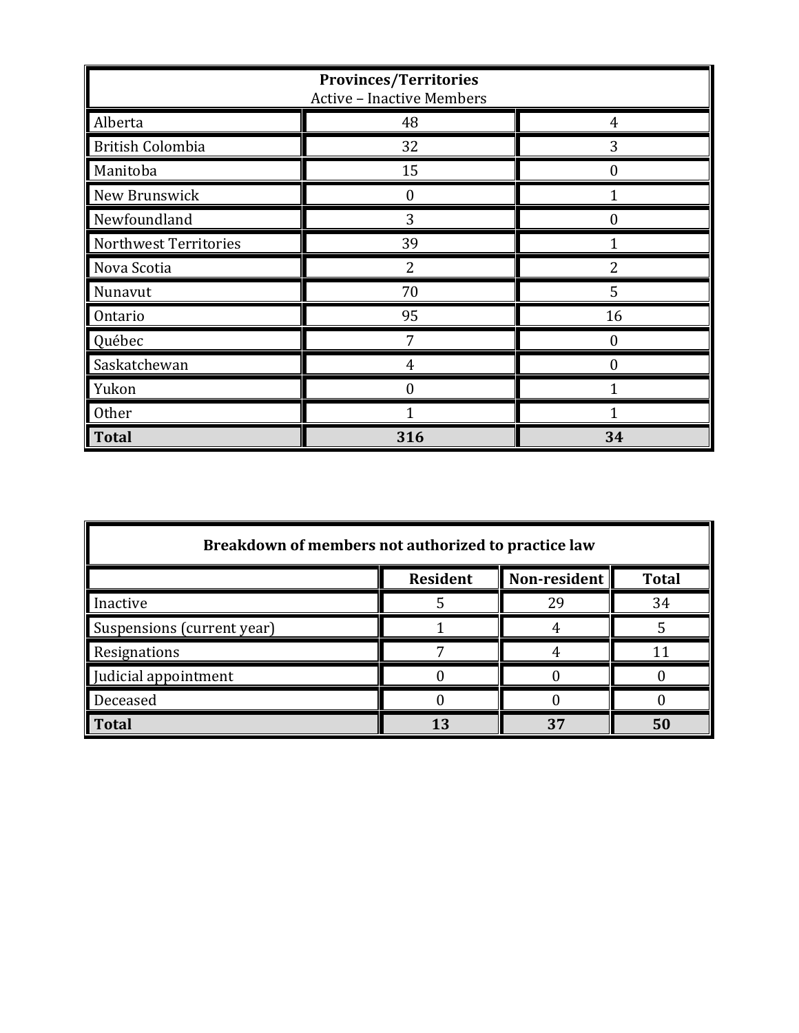| **Provinces/Territories**<br>Active – Inactive Members | | |
|---|---|---|
| Alberta | 48 | 4 |
| British Colombia | 32 | 3 |
| Manitoba | 15 | 0 |
| New Brunswick | 0 | 1 |
| Newfoundland | 3 | 0 |
| Northwest Territories | 39 | 1 |
| Nova Scotia | 2 | 2 |
| Nunavut | 70 | 5 |
| Ontario | 95 | 16 |
| Québec | 7 | 0 |
| Saskatchewan | 4 | 0 |
| Yukon | 0 | 1 |
| Other | 1 | 1 |
| **Total** | **316** | **34** |

| **Breakdown of members not authorized to practice law** | | | |
|---|---|---|---|
| | **Resident** | **Non-resident** | **Total** |
| Inactive | 5 | 29 | 34 |
| Suspensions (current year) | 1 | 4 | 5 |
| Resignations | 7 | 4 | 11 |
| Judicial appointment | 0 | 0 | 0 |
| Deceased | 0 | 0 | 0 |
| **Total** | **13** | **37** | **50** |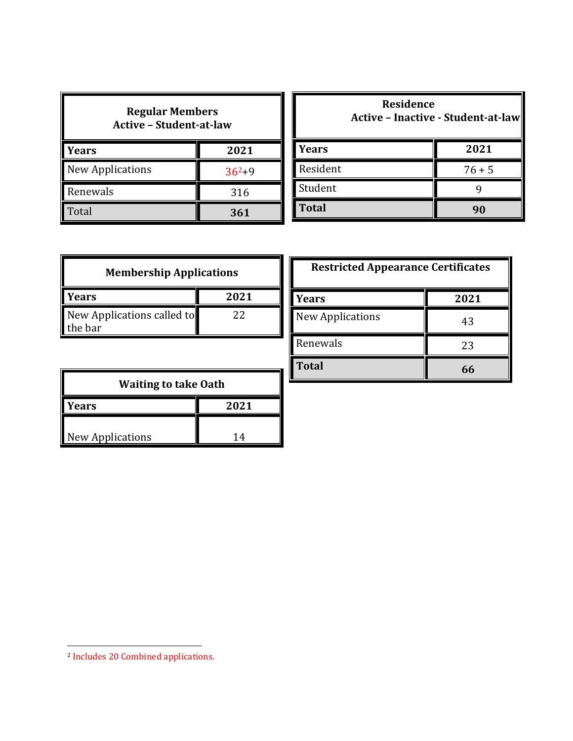| Regular Members Active – Student-at-law | |
|---|---|
| **Years** | **2021** |
| New Applications | 36[2]+9 |
| Renewals | 316 |
| Total | **361** |

| Residence Active – Inactive - Student-at-law | |
|---|---|
| **Years** | **2021** |
| Resident | 76 + 5 |
| Student | 9 |
| **Total** | **90** |

| Membership Applications | |
|---|---|
| **Years** | **2021** |
| New Applications called to the bar | 22 |

| Restricted Appearance Certificates | |
|---|---|
| **Years** | **2021** |
| New Applications | 43 |
| Renewals | 23 |
| **Total** | **66** |

| Waiting to take Oath | |
|---|---|
| **Years** | **2021** |
| New Applications | 14 |

[2] Includes 20 Combined applications.